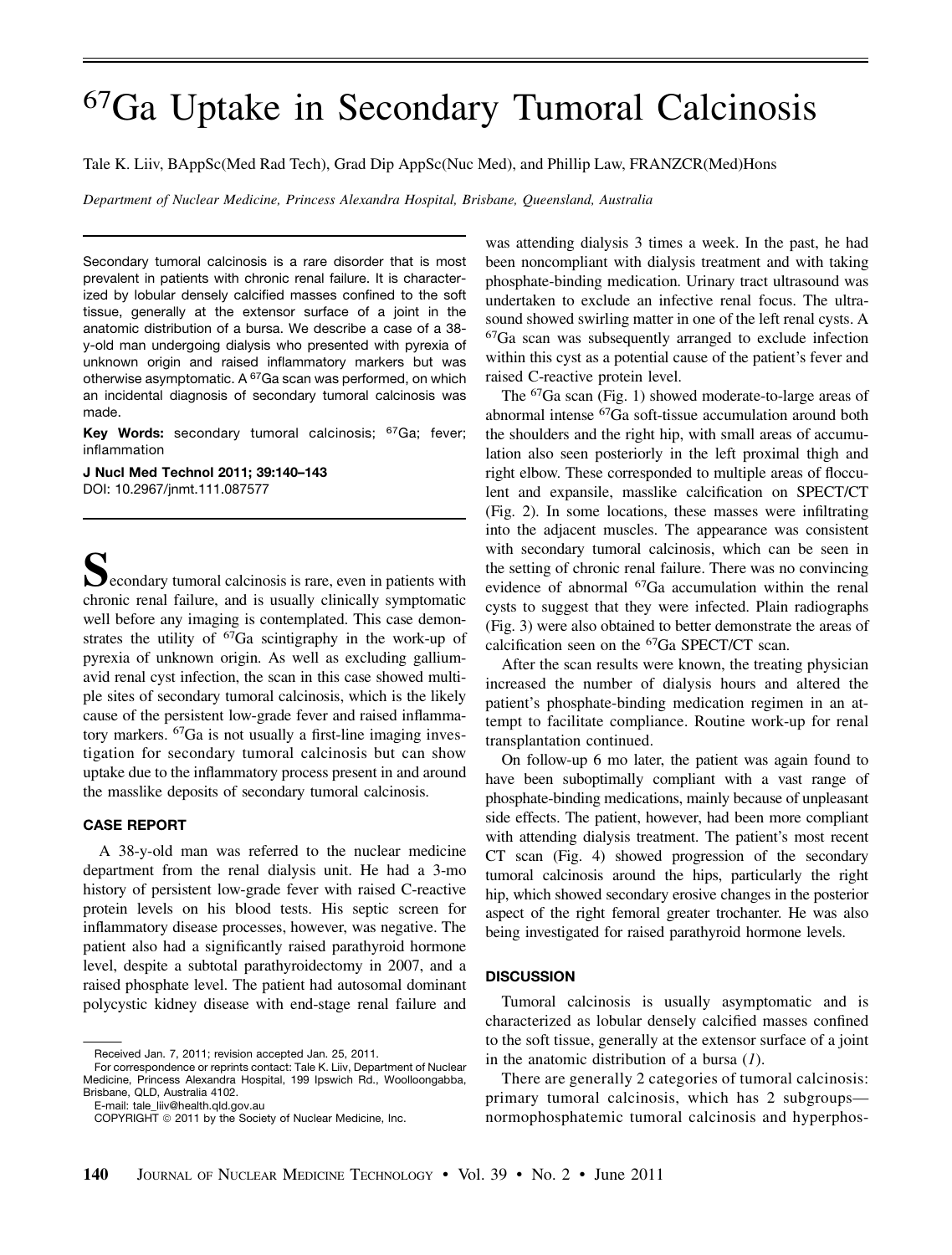# $^{67}$Ga Uptake in Secondary Tumoral Calcinosis

Tale K. Liiv, BAppSc(Med Rad Tech), Grad Dip AppSc(Nuc Med), and Phillip Law, FRANZCR(Med)Hons

*Department of Nuclear Medicine, Princess Alexandra Hospital, Brisbane, Queensland, Australia*

Secondary tumoral calcinosis is a rare disorder that is most prevalent in patients with chronic renal failure. It is characterized by lobular densely calcified masses confined to the soft tissue, generally at the extensor surface of a joint in the anatomic distribution of a bursa. We describe a case of a 38-y-old man undergoing dialysis who presented with pyrexia of unknown origin and raised inflammatory markers but was otherwise asymptomatic. A $^{67}$Ga scan was performed, on which an incidental diagnosis of secondary tumoral calcinosis was made.

**Key Words:** secondary tumoral calcinosis; $^{67}$Ga; fever; inflammation

**J Nucl Med Technol 2011; 39:140–143**
DOI: 10.2967/jnmt.111.087577

Secondary tumoral calcinosis is rare, even in patients with chronic renal failure, and is usually clinically symptomatic well before any imaging is contemplated. This case demonstrates the utility of $^{67}$Ga scintigraphy in the work-up of pyrexia of unknown origin. As well as excluding gallium-avid renal cyst infection, the scan in this case showed multiple sites of secondary tumoral calcinosis, which is the likely cause of the persistent low-grade fever and raised inflammatory markers. $^{67}$Ga is not usually a first-line imaging investigation for secondary tumoral calcinosis but can show uptake due to the inflammatory process present in and around the masslike deposits of secondary tumoral calcinosis.

## CASE REPORT

A 38-y-old man was referred to the nuclear medicine department from the renal dialysis unit. He had a 3-mo history of persistent low-grade fever with raised C-reactive protein levels on his blood tests. His septic screen for inflammatory disease processes, however, was negative. The patient also had a significantly raised parathyroid hormone level, despite a subtotal parathyroidectomy in 2007, and a raised phosphate level. The patient had autosomal dominant polycystic kidney disease with end-stage renal failure and was attending dialysis 3 times a week. In the past, he had been noncompliant with dialysis treatment and with taking phosphate-binding medication. Urinary tract ultrasound was undertaken to exclude an infective renal focus. The ultrasound showed swirling matter in one of the left renal cysts. A $^{67}$Ga scan was subsequently arranged to exclude infection within this cyst as a potential cause of the patient's fever and raised C-reactive protein level.

The $^{67}$Ga scan (Fig. 1) showed moderate-to-large areas of abnormal intense $^{67}$Ga soft-tissue accumulation around both the shoulders and the right hip, with small areas of accumulation also seen posteriorly in the left proximal thigh and right elbow. These corresponded to multiple areas of flocculent and expansile, masslike calcification on SPECT/CT (Fig. 2). In some locations, these masses were infiltrating into the adjacent muscles. The appearance was consistent with secondary tumoral calcinosis, which can be seen in the setting of chronic renal failure. There was no convincing evidence of abnormal $^{67}$Ga accumulation within the renal cysts to suggest that they were infected. Plain radiographs (Fig. 3) were also obtained to better demonstrate the areas of calcification seen on the $^{67}$Ga SPECT/CT scan.

After the scan results were known, the treating physician increased the number of dialysis hours and altered the patient's phosphate-binding medication regimen in an attempt to facilitate compliance. Routine work-up for renal transplantation continued.

On follow-up 6 mo later, the patient was again found to have been suboptimally compliant with a vast range of phosphate-binding medications, mainly because of unpleasant side effects. The patient, however, had been more compliant with attending dialysis treatment. The patient's most recent CT scan (Fig. 4) showed progression of the secondary tumoral calcinosis around the hips, particularly the right hip, which showed secondary erosive changes in the posterior aspect of the right femoral greater trochanter. He was also being investigated for raised parathyroid hormone levels.

## DISCUSSION

Tumoral calcinosis is usually asymptomatic and is characterized as lobular densely calcified masses confined to the soft tissue, generally at the extensor surface of a joint in the anatomic distribution of a bursa (1).

There are generally 2 categories of tumoral calcinosis: primary tumoral calcinosis, which has 2 subgroups—normophosphatemic tumoral calcinosis and hyperphos-

Received Jan. 7, 2011; revision accepted Jan. 25, 2011.
For correspondence or reprints contact: Tale K. Liiv, Department of Nuclear Medicine, Princess Alexandra Hospital, 199 Ipswich Rd., Woolloongabba, Brisbane, QLD, Australia 4102.
E-mail: tale_liiv@health.qld.gov.au
COPYRIGHT © 2011 by the Society of Nuclear Medicine, Inc.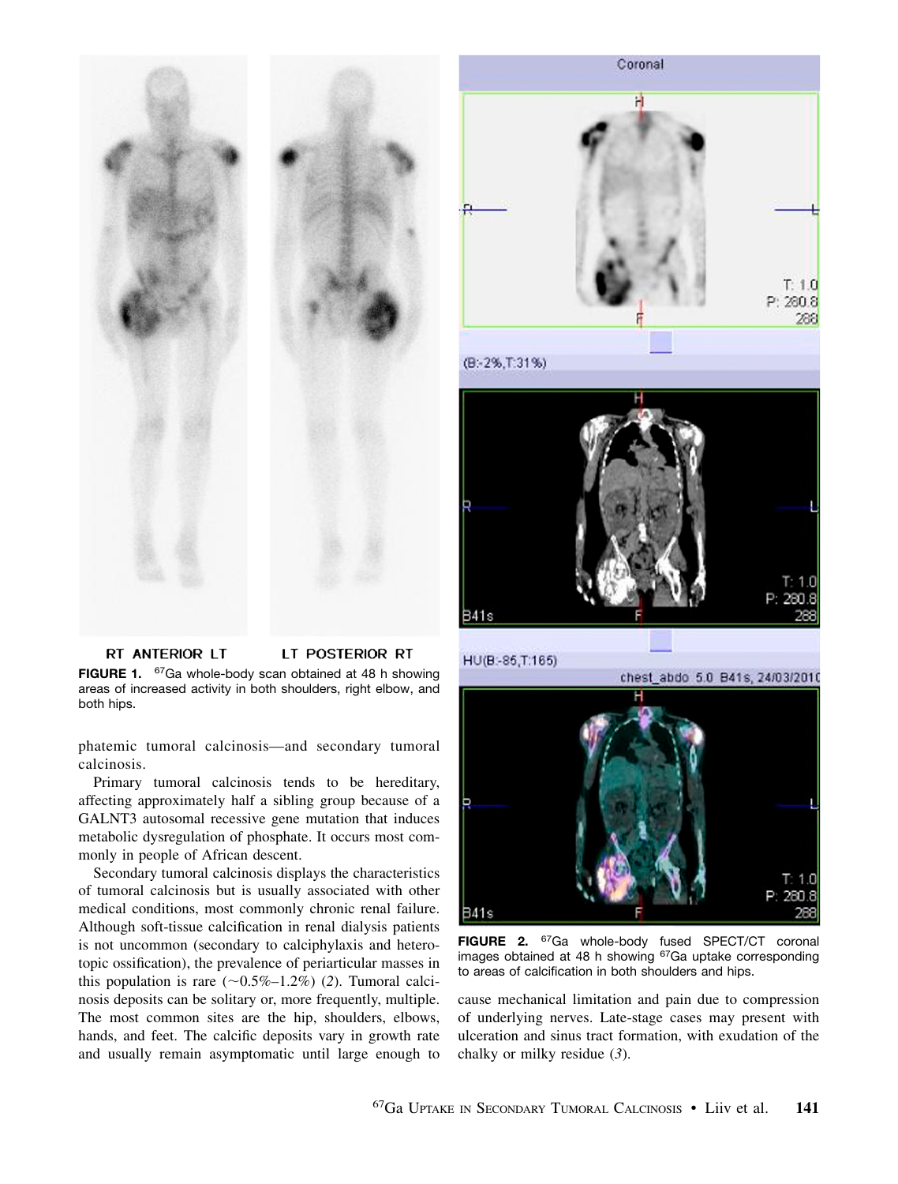RT ANTERIOR LT LT POSTERIOR RT

**FIGURE 1.** $^{67}$Ga whole-body scan obtained at 48 h showing areas of increased activity in both shoulders, right elbow, and both hips.

phatemic tumoral calcinosis—and secondary tumoral calcinosis.

Primary tumoral calcinosis tends to be hereditary, affecting approximately half a sibling group because of a GALNT3 autosomal recessive gene mutation that induces metabolic dysregulation of phosphate. It occurs most commonly in people of African descent.

Secondary tumoral calcinosis displays the characteristics of tumoral calcinosis but is usually associated with other medical conditions, most commonly chronic renal failure. Although soft-tissue calcification in renal dialysis patients is not uncommon (secondary to calciphylaxis and heterotopic ossification), the prevalence of periarticular masses in this population is rare (~0.5%–1.2%) (*2*). Tumoral calcinosis deposits can be solitary or, more frequently, multiple. The most common sites are the hip, shoulders, elbows, hands, and feet. The calcific deposits vary in growth rate and usually remain asymptomatic until large enough to cause mechanical limitation and pain due to compression of underlying nerves. Late-stage cases may present with ulceration and sinus tract formation, with exudation of the chalky or milky residue (*3*).

**FIGURE 2.** $^{67}$Ga whole-body fused SPECT/CT coronal images obtained at 48 h showing $^{67}$Ga uptake corresponding to areas of calcification in both shoulders and hips.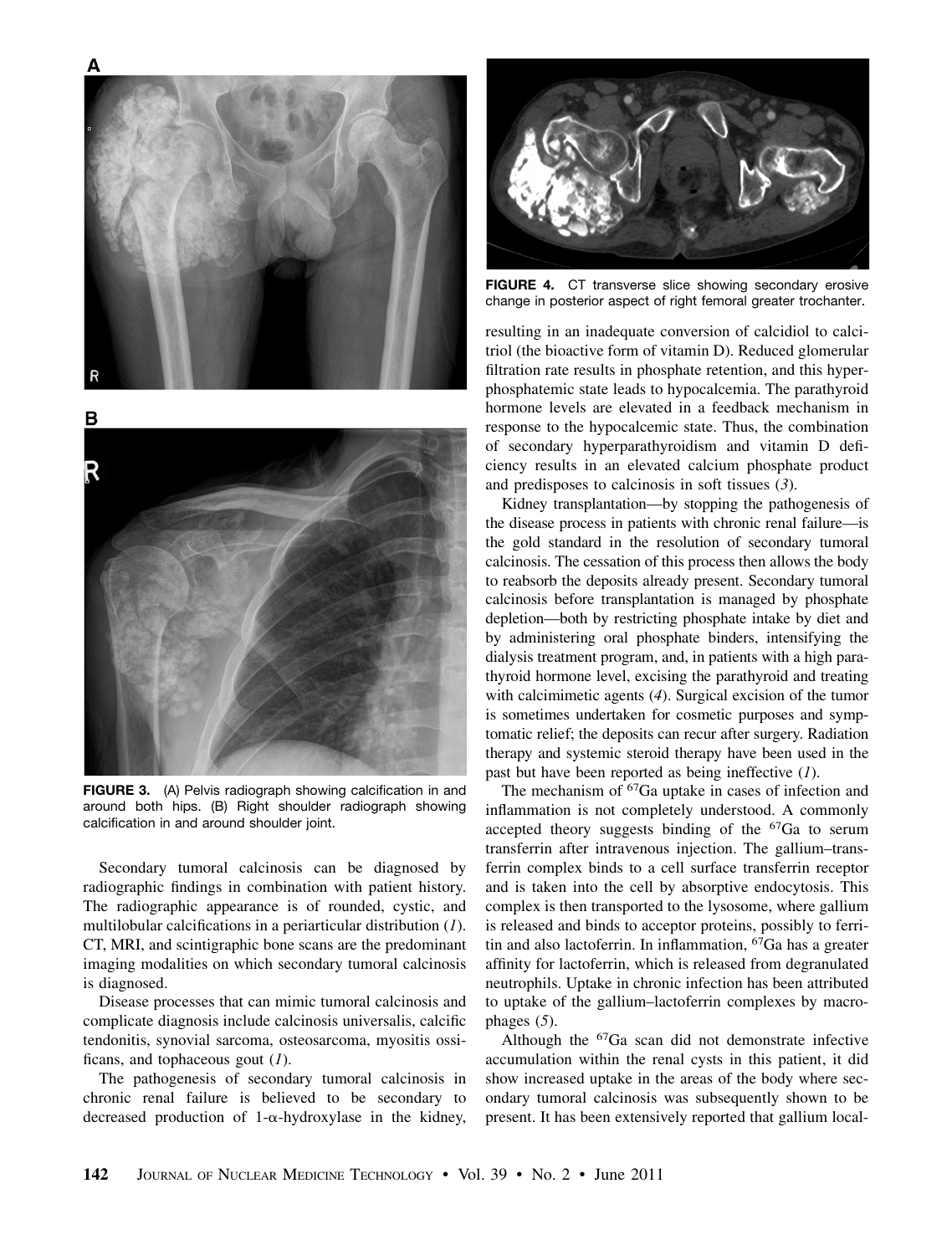FIGURE 3. (A) Pelvis radiograph showing calcification in and around both hips. (B) Right shoulder radiograph showing calcification in and around shoulder joint.

Secondary tumoral calcinosis can be diagnosed by radiographic findings in combination with patient history. The radiographic appearance is of rounded, cystic, and multilobular calcifications in a periarticular distribution (*1*). CT, MRI, and scintigraphic bone scans are the predominant imaging modalities on which secondary tumoral calcinosis is diagnosed.

Disease processes that can mimic tumoral calcinosis and complicate diagnosis include calcinosis universalis, calcific tendonitis, synovial sarcoma, osteosarcoma, myositis ossificans, and tophaceous gout (*1*).

The pathogenesis of secondary tumoral calcinosis in chronic renal failure is believed to be secondary to decreased production of 1-α-hydroxylase in the kidney, resulting in an inadequate conversion of calcidiol to calcitriol (the bioactive form of vitamin D). Reduced glomerular filtration rate results in phosphate retention, and this hyperphosphatemic state leads to hypocalcemia. The parathyroid hormone levels are elevated in a feedback mechanism in response to the hypocalcemic state. Thus, the combination of secondary hyperparathyroidism and vitamin D deficiency results in an elevated calcium phosphate product and predisposes to calcinosis in soft tissues (*3*).

FIGURE 4. CT transverse slice showing secondary erosive change in posterior aspect of right femoral greater trochanter.

Kidney transplantation—by stopping the pathogenesis of the disease process in patients with chronic renal failure—is the gold standard in the resolution of secondary tumoral calcinosis. The cessation of this process then allows the body to reabsorb the deposits already present. Secondary tumoral calcinosis before transplantation is managed by phosphate depletion—both by restricting phosphate intake by diet and by administering oral phosphate binders, intensifying the dialysis treatment program, and, in patients with a high parathyroid hormone level, excising the parathyroid and treating with calcimimetic agents (*4*). Surgical excision of the tumor is sometimes undertaken for cosmetic purposes and symptomatic relief; the deposits can recur after surgery. Radiation therapy and systemic steroid therapy have been used in the past but have been reported as being ineffective (*1*).

The mechanism of $^{67}$Ga uptake in cases of infection and inflammation is not completely understood. A commonly accepted theory suggests binding of the $^{67}$Ga to serum transferrin after intravenous injection. The gallium–transferrin complex binds to a cell surface transferrin receptor and is taken into the cell by absorptive endocytosis. This complex is then transported to the lysosome, where gallium is released and binds to acceptor proteins, possibly to ferritin and also lactoferrin. In inflammation, $^{67}$Ga has a greater affinity for lactoferrin, which is released from degranulated neutrophils. Uptake in chronic infection has been attributed to uptake of the gallium–lactoferrin complexes by macrophages (*5*).

Although the $^{67}$Ga scan did not demonstrate infective accumulation within the renal cysts in this patient, it did show increased uptake in the areas of the body where secondary tumoral calcinosis was subsequently shown to be present. It has been extensively reported that gallium local-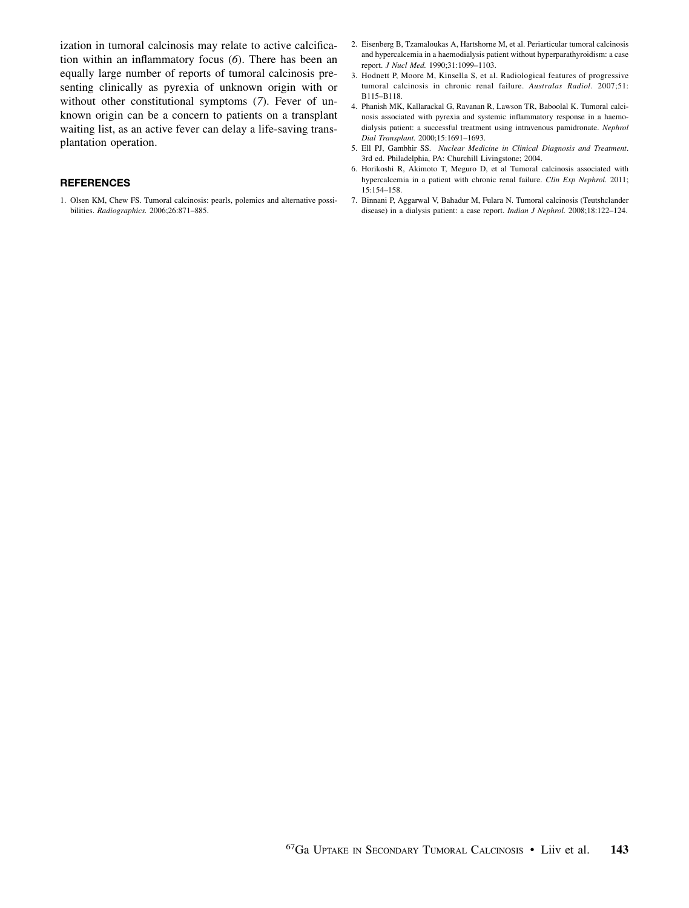ization in tumoral calcinosis may relate to active calcification within an inflammatory focus (*6*). There has been an equally large number of reports of tumoral calcinosis presenting clinically as pyrexia of unknown origin with or without other constitutional symptoms (*7*). Fever of unknown origin can be a concern to patients on a transplant waiting list, as an active fever can delay a life-saving transplantation operation.

## REFERENCES

1. Olsen KM, Chew FS. Tumoral calcinosis: pearls, polemics and alternative possibilities. *Radiographics.* 2006;26:871–885.
2. Eisenberg B, Tzamaloukas A, Hartshorne M, et al. Periarticular tumoral calcinosis and hypercalcemia in a haemodialysis patient without hyperparathyroidism: a case report. *J Nucl Med.* 1990;31:1099–1103.
3. Hodnett P, Moore M, Kinsella S, et al. Radiological features of progressive tumoral calcinosis in chronic renal failure. *Australas Radiol.* 2007;51: B115–B118.
4. Phanish MK, Kallarackal G, Ravanan R, Lawson TR, Baboolal K. Tumoral calcinosis associated with pyrexia and systemic inflammatory response in a haemodialysis patient: a successful treatment using intravenous pamidronate. *Nephrol Dial Transplant.* 2000;15:1691–1693.
5. Ell PJ, Gambhir SS. *Nuclear Medicine in Clinical Diagnosis and Treatment*. 3rd ed. Philadelphia, PA: Churchill Livingstone; 2004.
6. Horikoshi R, Akimoto T, Meguro D, et al Tumoral calcinosis associated with hypercalcemia in a patient with chronic renal failure. *Clin Exp Nephrol.* 2011; 15:154–158.
7. Binnani P, Aggarwal V, Bahadur M, Fulara N. Tumoral calcinosis (Teutshclander disease) in a dialysis patient: a case report. *Indian J Nephrol.* 2008;18:122–124.